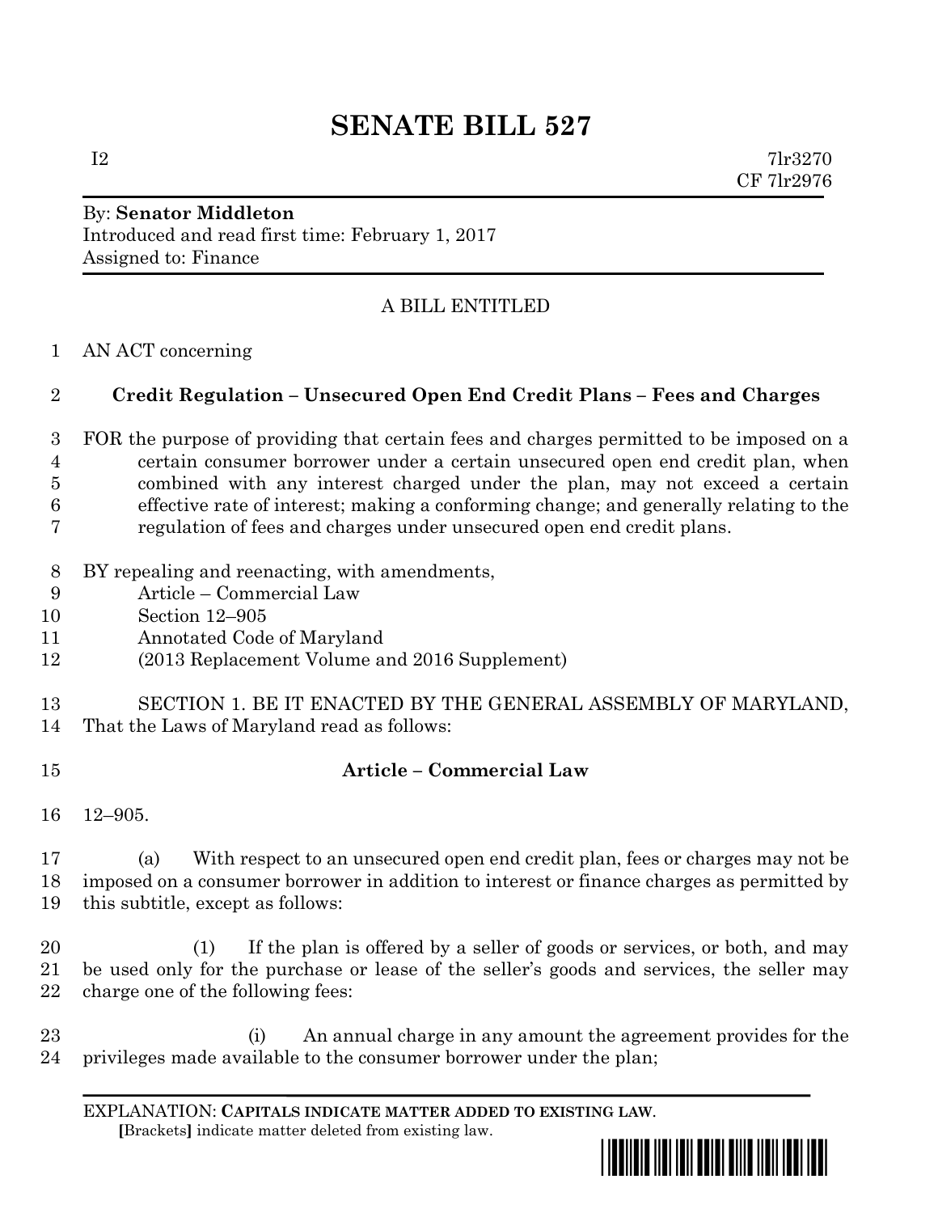# SENATE BILL 527

I2 7lr3270
CF 7lr2976

By: **Senator Middleton**
Introduced and read first time: February 1, 2017
Assigned to: Finance

A BILL ENTITLED

AN ACT concerning

## Credit Regulation – Unsecured Open End Credit Plans – Fees and Charges

FOR the purpose of providing that certain fees and charges permitted to be imposed on a certain consumer borrower under a certain unsecured open end credit plan, when combined with any interest charged under the plan, may not exceed a certain effective rate of interest; making a conforming change; and generally relating to the regulation of fees and charges under unsecured open end credit plans.

BY repealing and reenacting, with amendments,
Article – Commercial Law
Section 12–905
Annotated Code of Maryland
(2013 Replacement Volume and 2016 Supplement)

SECTION 1. BE IT ENACTED BY THE GENERAL ASSEMBLY OF MARYLAND, That the Laws of Maryland read as follows:

**Article – Commercial Law**

12–905.

(a) With respect to an unsecured open end credit plan, fees or charges may not be imposed on a consumer borrower in addition to interest or finance charges as permitted by this subtitle, except as follows:

(1) If the plan is offered by a seller of goods or services, or both, and may be used only for the purchase or lease of the seller's goods and services, the seller may charge one of the following fees:

(i) An annual charge in any amount the agreement provides for the privileges made available to the consumer borrower under the plan;

EXPLANATION: **CAPITALS INDICATE MATTER ADDED TO EXISTING LAW**.
**[**Brackets**]** indicate matter deleted from existing law.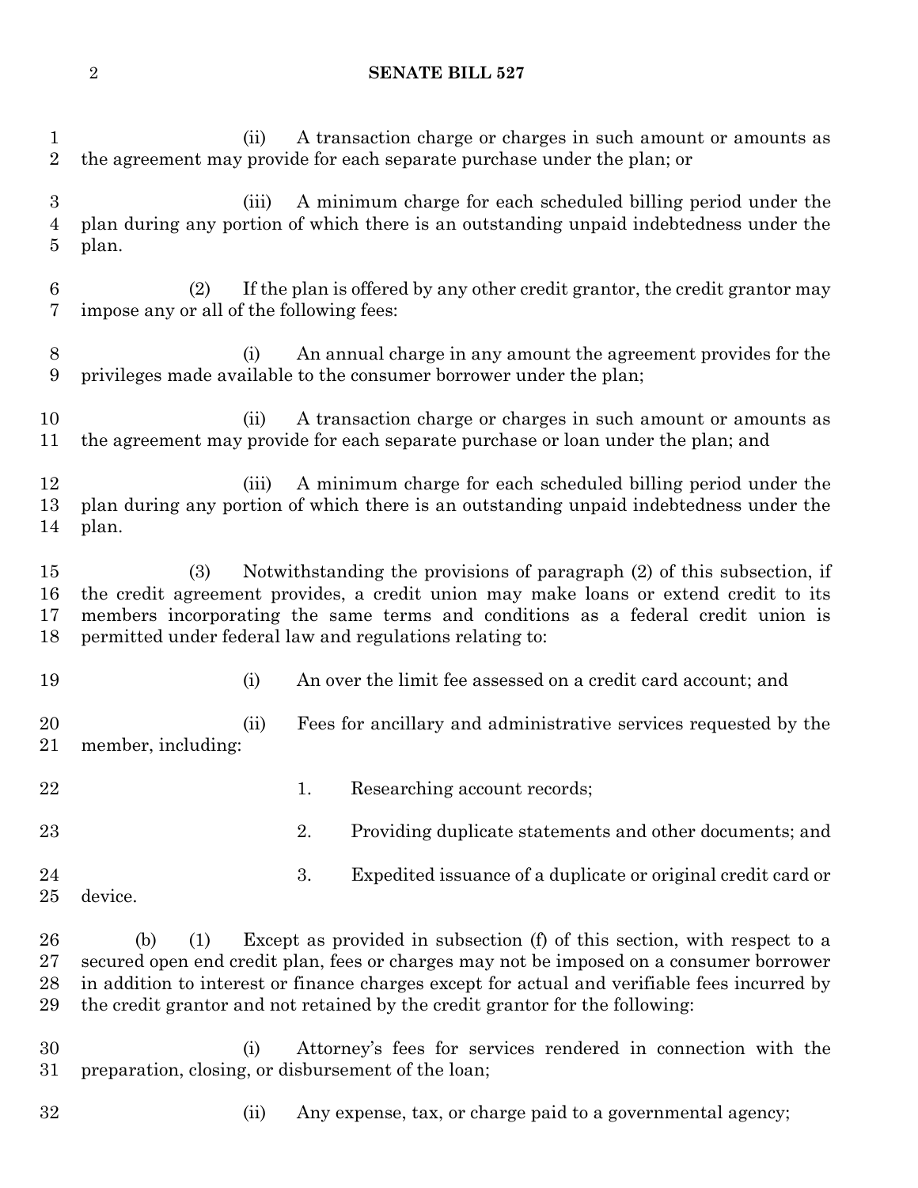(ii) A transaction charge or charges in such amount or amounts as the agreement may provide for each separate purchase under the plan; or

(iii) A minimum charge for each scheduled billing period under the plan during any portion of which there is an outstanding unpaid indebtedness under the plan.

(2) If the plan is offered by any other credit grantor, the credit grantor may impose any or all of the following fees:

(i) An annual charge in any amount the agreement provides for the privileges made available to the consumer borrower under the plan;

(ii) A transaction charge or charges in such amount or amounts as the agreement may provide for each separate purchase or loan under the plan; and

(iii) A minimum charge for each scheduled billing period under the plan during any portion of which there is an outstanding unpaid indebtedness under the plan.

(3) Notwithstanding the provisions of paragraph (2) of this subsection, if the credit agreement provides, a credit union may make loans or extend credit to its members incorporating the same terms and conditions as a federal credit union is permitted under federal law and regulations relating to:

(i) An over the limit fee assessed on a credit card account; and

(ii) Fees for ancillary and administrative services requested by the member, including:

1. Researching account records;

2. Providing duplicate statements and other documents; and

3. Expedited issuance of a duplicate or original credit card or device.

(b) (1) Except as provided in subsection (f) of this section, with respect to a secured open end credit plan, fees or charges may not be imposed on a consumer borrower in addition to interest or finance charges except for actual and verifiable fees incurred by the credit grantor and not retained by the credit grantor for the following:

(i) Attorney's fees for services rendered in connection with the preparation, closing, or disbursement of the loan;

(ii) Any expense, tax, or charge paid to a governmental agency;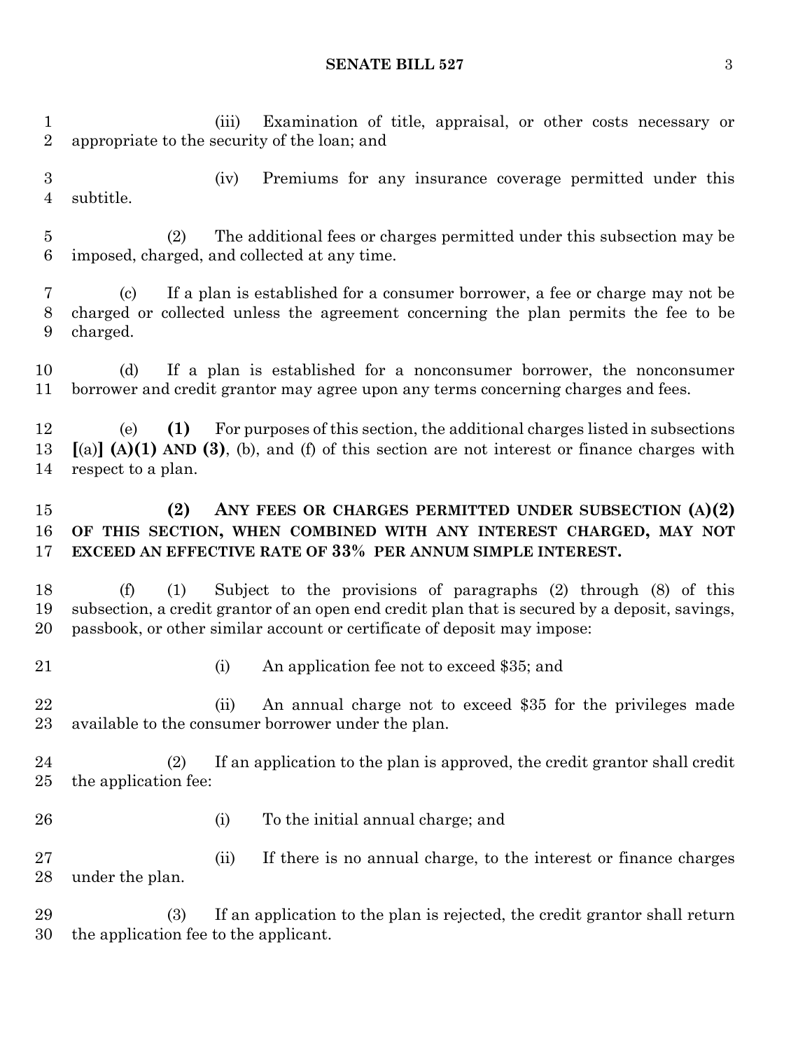(iii) Examination of title, appraisal, or other costs necessary or appropriate to the security of the loan; and

(iv) Premiums for any insurance coverage permitted under this subtitle.

(2) The additional fees or charges permitted under this subsection may be imposed, charged, and collected at any time.

(c) If a plan is established for a consumer borrower, a fee or charge may not be charged or collected unless the agreement concerning the plan permits the fee to be charged.

(d) If a plan is established for a nonconsumer borrower, the nonconsumer borrower and credit grantor may agree upon any terms concerning charges and fees.

(e) **(1)** For purposes of this section, the additional charges listed in subsections **[**(a)**] (A)(1) AND (3)**, (b), and (f) of this section are not interest or finance charges with respect to a plan.

**(2) ANY FEES OR CHARGES PERMITTED UNDER SUBSECTION (A)(2) OF THIS SECTION, WHEN COMBINED WITH ANY INTEREST CHARGED, MAY NOT EXCEED AN EFFECTIVE RATE OF 33% PER ANNUM SIMPLE INTEREST.**

(f) (1) Subject to the provisions of paragraphs (2) through (8) of this subsection, a credit grantor of an open end credit plan that is secured by a deposit, savings, passbook, or other similar account or certificate of deposit may impose:

(i) An application fee not to exceed $35; and

(ii) An annual charge not to exceed $35 for the privileges made available to the consumer borrower under the plan.

(2) If an application to the plan is approved, the credit grantor shall credit the application fee:

(i) To the initial annual charge; and

(ii) If there is no annual charge, to the interest or finance charges under the plan.

(3) If an application to the plan is rejected, the credit grantor shall return the application fee to the applicant.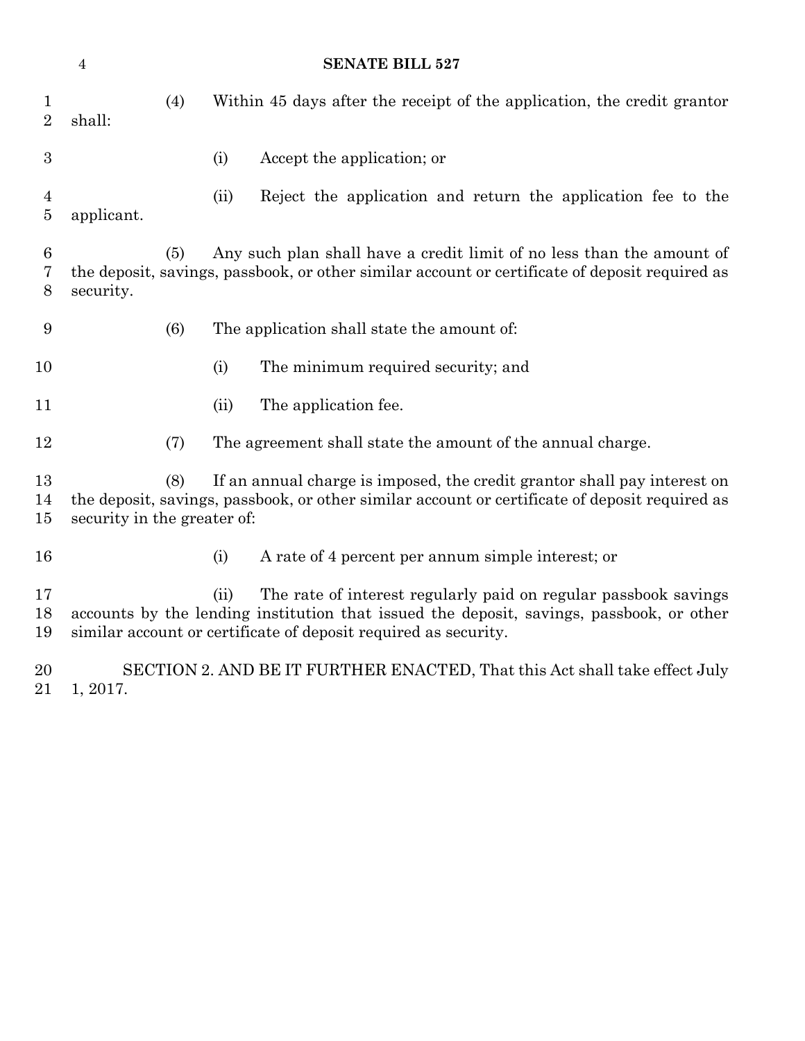(4) Within 45 days after the receipt of the application, the credit grantor shall:

(i) Accept the application; or

(ii) Reject the application and return the application fee to the applicant.

(5) Any such plan shall have a credit limit of no less than the amount of the deposit, savings, passbook, or other similar account or certificate of deposit required as security.

(6) The application shall state the amount of:

(i) The minimum required security; and

(ii) The application fee.

(7) The agreement shall state the amount of the annual charge.

(8) If an annual charge is imposed, the credit grantor shall pay interest on the deposit, savings, passbook, or other similar account or certificate of deposit required as security in the greater of:

(i) A rate of 4 percent per annum simple interest; or

(ii) The rate of interest regularly paid on regular passbook savings accounts by the lending institution that issued the deposit, savings, passbook, or other similar account or certificate of deposit required as security.

SECTION 2. AND BE IT FURTHER ENACTED, That this Act shall take effect July 1, 2017.